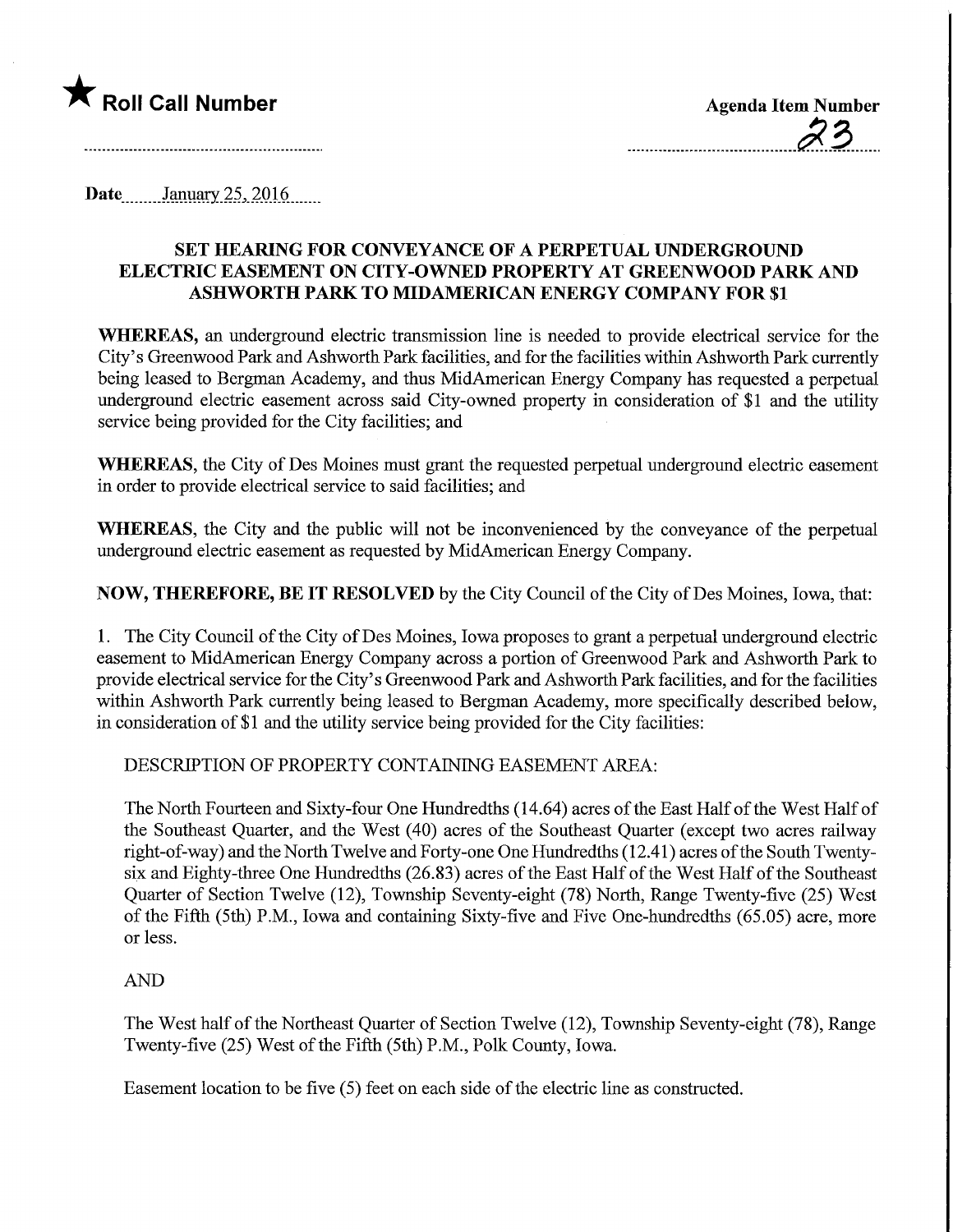★ **Roll Call Number**

**Agenda Item Number**

23

Date January 25, 2016

## SET HEARING FOR CONVEYANCE OF A PERPETUAL UNDERGROUND ELECTRIC EASEMENT ON CITY-OWNED PROPERTY AT GREENWOOD PARK AND ASHWORTH PARK TO MIDAMERICAN ENERGY COMPANY FOR $1

**WHEREAS,** an underground electric transmission line is needed to provide electrical service for the City's Greenwood Park and Ashworth Park facilities, and for the facilities within Ashworth Park currently being leased to Bergman Academy, and thus MidAmerican Energy Company has requested a perpetual underground electric easement across said City-owned property in consideration of $1 and the utility service being provided for the City facilities; and

**WHEREAS,** the City of Des Moines must grant the requested perpetual underground electric easement in order to provide electrical service to said facilities; and

**WHEREAS,** the City and the public will not be inconvenienced by the conveyance of the perpetual underground electric easement as requested by MidAmerican Energy Company.

**NOW, THEREFORE, BE IT RESOLVED** by the City Council of the City of Des Moines, Iowa, that:

1. The City Council of the City of Des Moines, Iowa proposes to grant a perpetual underground electric easement to MidAmerican Energy Company across a portion of Greenwood Park and Ashworth Park to provide electrical service for the City's Greenwood Park and Ashworth Park facilities, and for the facilities within Ashworth Park currently being leased to Bergman Academy, more specifically described below, in consideration of $1 and the utility service being provided for the City facilities:

DESCRIPTION OF PROPERTY CONTAINING EASEMENT AREA:

The North Fourteen and Sixty-four One Hundredths (14.64) acres of the East Half of the West Half of the Southeast Quarter, and the West (40) acres of the Southeast Quarter (except two acres railway right-of-way) and the North Twelve and Forty-one One Hundredths (12.41) acres of the South Twenty-six and Eighty-three One Hundredths (26.83) acres of the East Half of the West Half of the Southeast Quarter of Section Twelve (12), Township Seventy-eight (78) North, Range Twenty-five (25) West of the Fifth (5th) P.M., Iowa and containing Sixty-five and Five One-hundredths (65.05) acre, more or less.

AND

The West half of the Northeast Quarter of Section Twelve (12), Township Seventy-eight (78), Range Twenty-five (25) West of the Fifth (5th) P.M., Polk County, Iowa.

Easement location to be five (5) feet on each side of the electric line as constructed.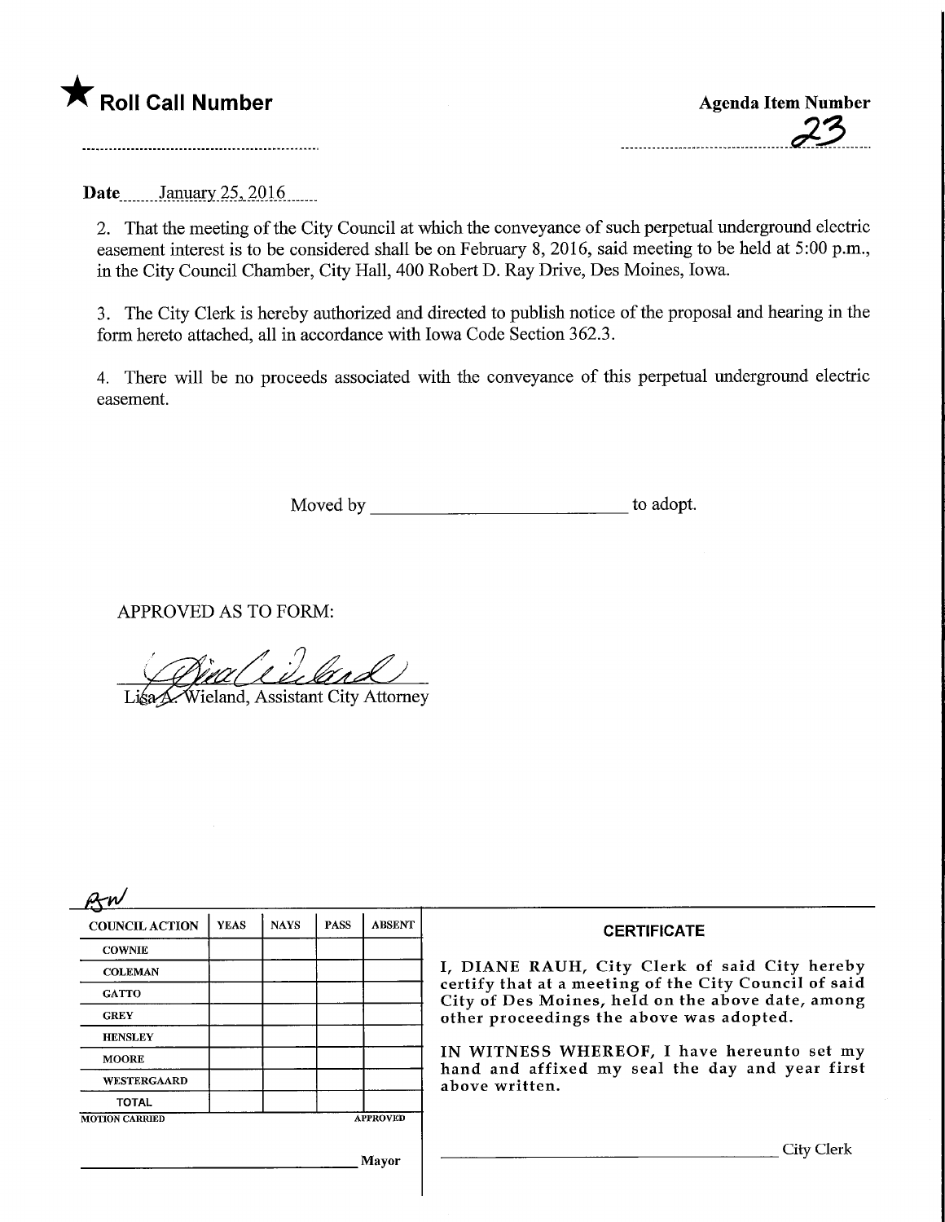★ **Roll Call Number**

**Agenda Item Number**

23

**Date** January 25, 2016

2. That the meeting of the City Council at which the conveyance of such perpetual underground electric easement interest is to be considered shall be on February 8, 2016, said meeting to be held at 5:00 p.m., in the City Council Chamber, City Hall, 400 Robert D. Ray Drive, Des Moines, Iowa.

3. The City Clerk is hereby authorized and directed to publish notice of the proposal and hearing in the form hereto attached, all in accordance with Iowa Code Section 362.3.

4. There will be no proceeds associated with the conveyance of this perpetual underground electric easement.

Moved by ____________________________ to adopt.

APPROVED AS TO FORM:

Lisa A. Wieland, Assistant City Attorney

RW

| COUNCIL ACTION | YEAS | NAYS | PASS | ABSENT |
|---|---|---|---|---|
| COWNIE | | | | |
| COLEMAN | | | | |
| GATTO | | | | |
| GREY | | | | |
| HENSLEY | | | | |
| MOORE | | | | |
| WESTERGAARD | | | | |
| TOTAL | | | | |
| MOTION CARRIED | | | | APPROVED |

______________________________ Mayor

**CERTIFICATE**

I, DIANE RAUH, City Clerk of said City hereby certify that at a meeting of the City Council of said City of Des Moines, held on the above date, among other proceedings the above was adopted.

IN WITNESS WHEREOF, I have hereunto set my hand and affixed my seal the day and year first above written.

______________________________ City Clerk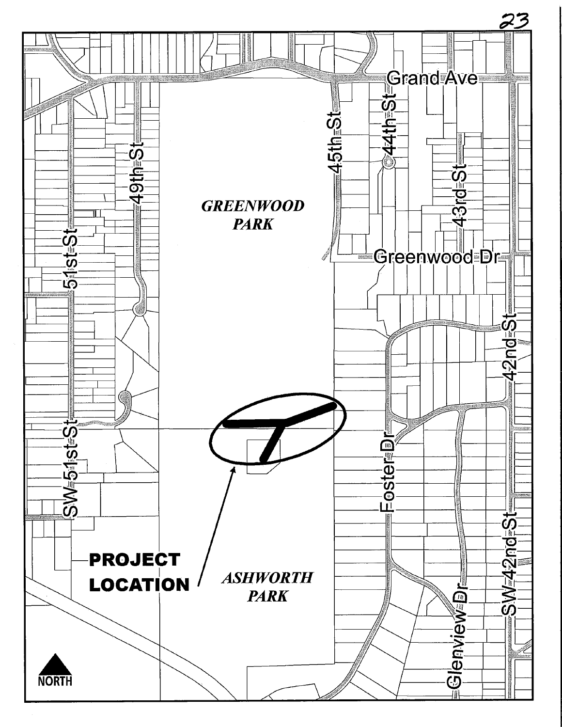Grand Ave

45th St

44th St

43rd St

49th St

51st St

GREENWOOD PARK

Greenwood Dr

42nd St

Foster Dr

SW 51st St

PROJECT LOCATION

ASHWORTH PARK

Glenview Dr

SW 42nd St

NORTH